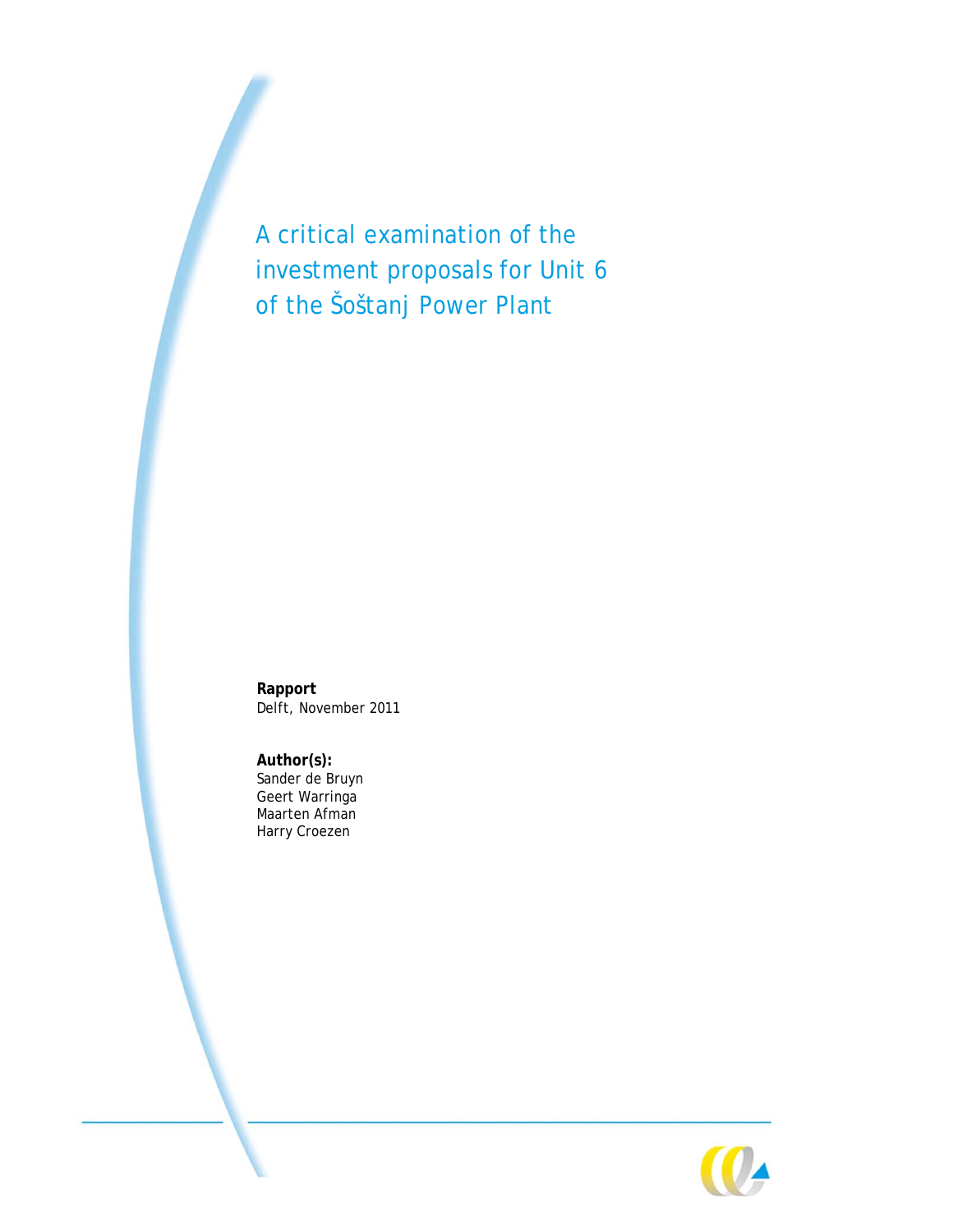# A critical examination of the investment proposals for Unit 6 of the Šoštanj Power Plant

**Rapport**
Delft, November 2011

**Author(s):**
Sander de Bruyn
Geert Warringa
Maarten Afman
Harry Croezen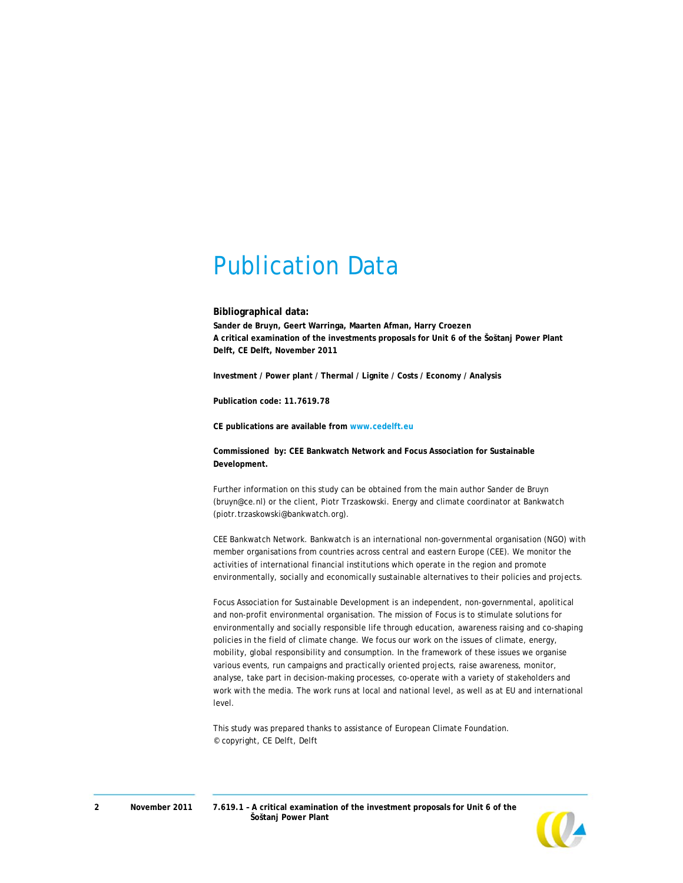# Publication Data

### Bibliographical data:

**Sander de Bruyn, Geert Warringa, Maarten Afman, Harry Croezen**
**A critical examination of the investments proposals for Unit 6 of the Šoštanj Power Plant**
**Delft, CE Delft, November 2011**

**Investment / Power plant / Thermal / Lignite / Costs / Economy / Analysis**

**Publication code: 11.7619.78**

**CE publications are available from www.cedelft.eu**

**Commissioned by: CEE Bankwatch Network and Focus Association for Sustainable Development.**

Further information on this study can be obtained from the main author Sander de Bruyn (bruyn@ce.nl) or the client, Piotr Trzaskowski. Energy and climate coordinator at Bankwatch (piotr.trzaskowski@bankwatch.org).

CEE Bankwatch Network. Bankwatch is an international non-governmental organisation (NGO) with member organisations from countries across central and eastern Europe (CEE). We monitor the activities of international financial institutions which operate in the region and promote environmentally, socially and economically sustainable alternatives to their policies and projects.

Focus Association for Sustainable Development is an independent, non-governmental, apolitical and non-profit environmental organisation. The mission of Focus is to stimulate solutions for environmentally and socially responsible life through education, awareness raising and co-shaping policies in the field of climate change. We focus our work on the issues of climate, energy, mobility, global responsibility and consumption. In the framework of these issues we organise various events, run campaigns and practically oriented projects, raise awareness, monitor, analyse, take part in decision-making processes, co-operate with a variety of stakeholders and work with the media. The work runs at local and national level, as well as at EU and international level.

This study was prepared thanks to assistance of European Climate Foundation.
© copyright, CE Delft, Delft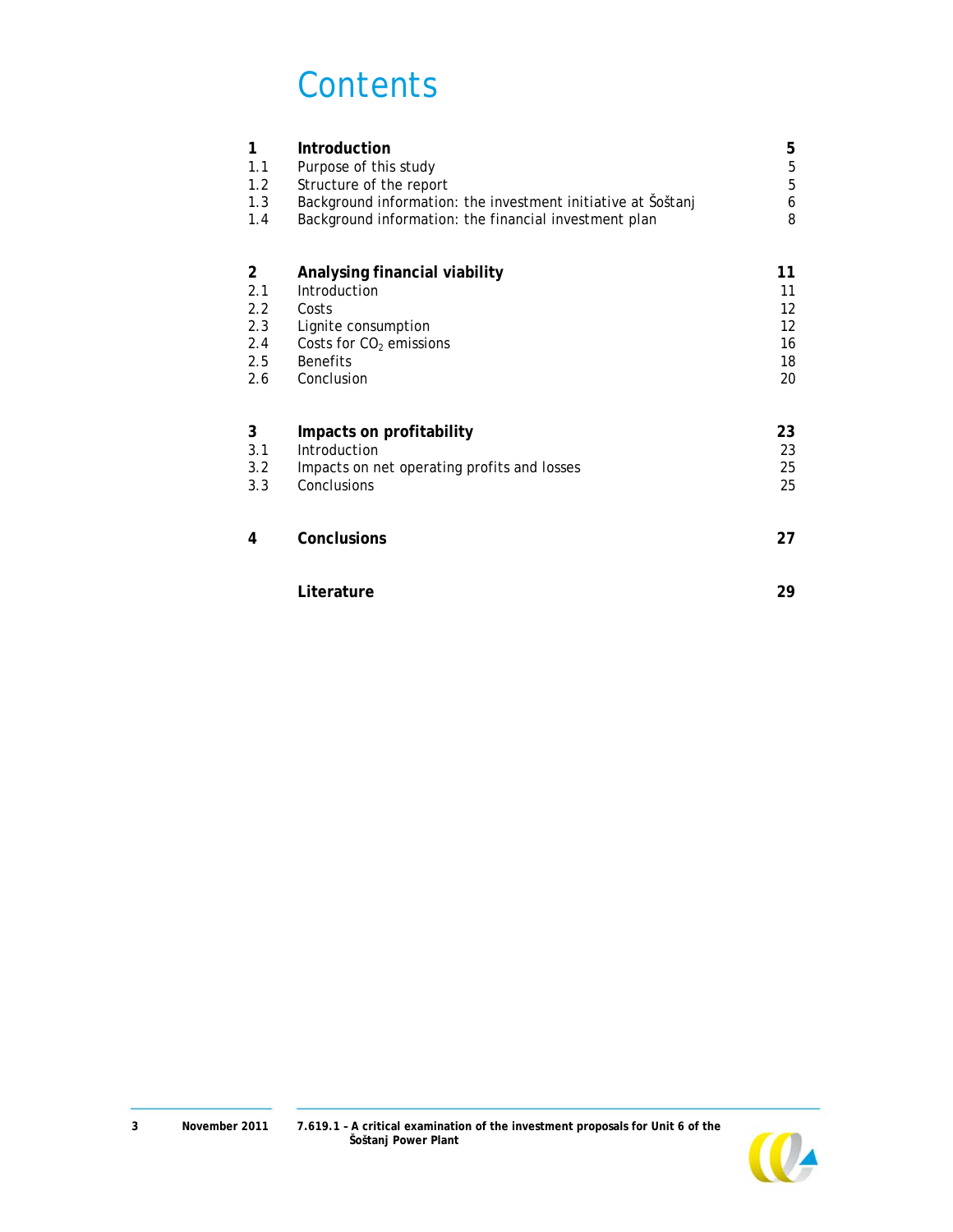# Contents

| | | |
|---|---|---|
| **1** | **Introduction** | **5** |
| 1.1 | Purpose of this study | 5 |
| 1.2 | Structure of the report | 5 |
| 1.3 | Background information: the investment initiative at Šoštanj | 6 |
| 1.4 | Background information: the financial investment plan | 8 |
| **2** | **Analysing financial viability** | **11** |
| 2.1 | Introduction | 11 |
| 2.2 | Costs | 12 |
| 2.3 | Lignite consumption | 12 |
| 2.4 | Costs for $CO_2$ emissions | 16 |
| 2.5 | Benefits | 18 |
| 2.6 | Conclusion | 20 |
| **3** | **Impacts on profitability** | **23** |
| 3.1 | Introduction | 23 |
| 3.2 | Impacts on net operating profits and losses | 25 |
| 3.3 | Conclusions | 25 |
| **4** | **Conclusions** | **27** |
| | **Literature** | **29** |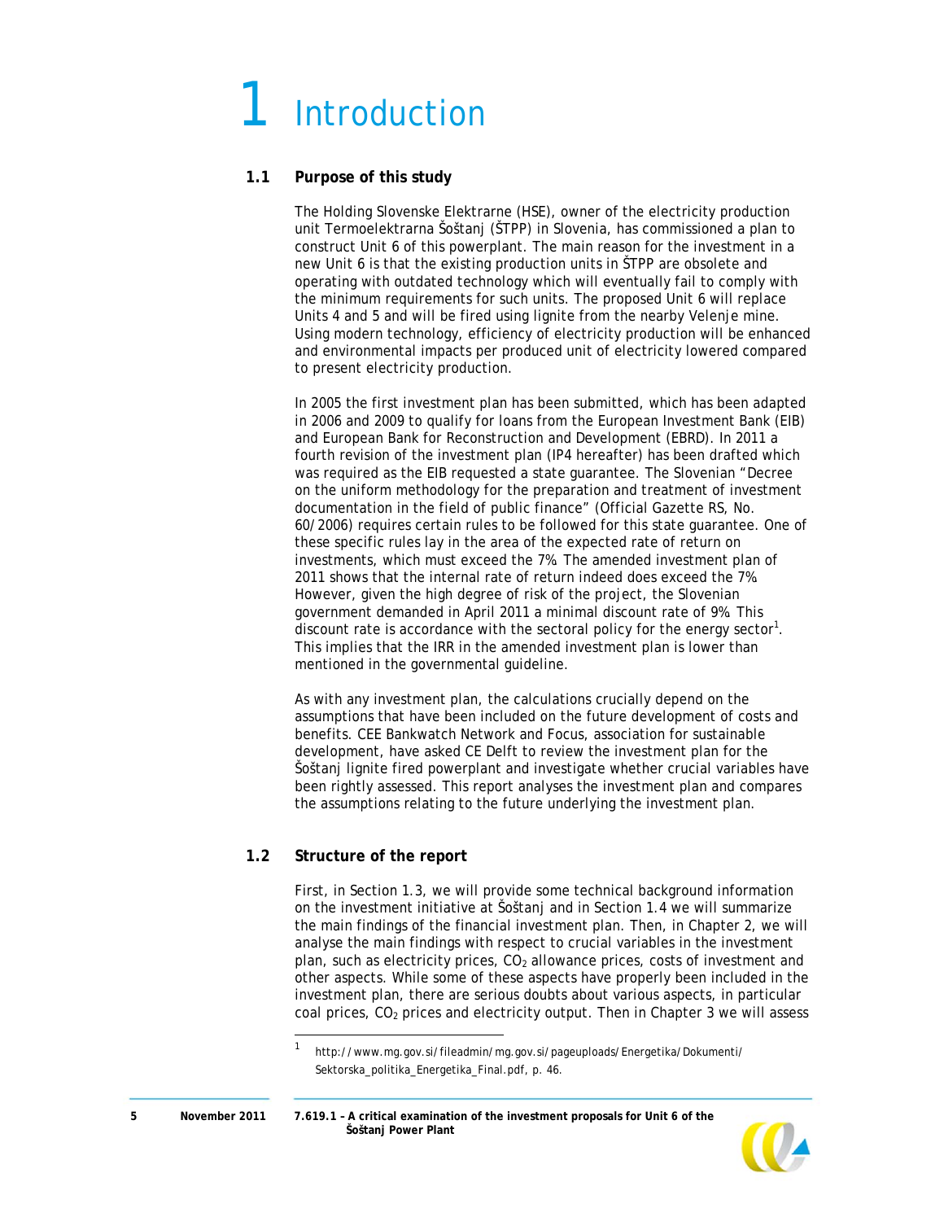# 1 Introduction

## 1.1 Purpose of this study

The Holding Slovenske Elektrarne (HSE), owner of the electricity production unit Termoelektrarna Šoštanj (ŠTPP) in Slovenia, has commissioned a plan to construct Unit 6 of this powerplant. The main reason for the investment in a new Unit 6 is that the existing production units in ŠTPP are obsolete and operating with outdated technology which will eventually fail to comply with the minimum requirements for such units. The proposed Unit 6 will replace Units 4 and 5 and will be fired using lignite from the nearby Velenje mine. Using modern technology, efficiency of electricity production will be enhanced and environmental impacts per produced unit of electricity lowered compared to present electricity production.

In 2005 the first investment plan has been submitted, which has been adapted in 2006 and 2009 to qualify for loans from the European Investment Bank (EIB) and European Bank for Reconstruction and Development (EBRD). In 2011 a fourth revision of the investment plan (IP4 hereafter) has been drafted which was required as the EIB requested a state guarantee. The Slovenian "Decree on the uniform methodology for the preparation and treatment of investment documentation in the field of public finance" (Official Gazette RS, No. 60/2006) requires certain rules to be followed for this state guarantee. One of these specific rules lay in the area of the expected rate of return on investments, which must exceed the 7%. The amended investment plan of 2011 shows that the internal rate of return indeed does exceed the 7%. However, given the high degree of risk of the project, the Slovenian government demanded in April 2011 a minimal discount rate of 9%. This discount rate is accordance with the sectoral policy for the energy sector[1]. This implies that the IRR in the amended investment plan is lower than mentioned in the governmental guideline.

As with any investment plan, the calculations crucially depend on the assumptions that have been included on the future development of costs and benefits. CEE Bankwatch Network and Focus, association for sustainable development, have asked CE Delft to review the investment plan for the Šoštanj lignite fired powerplant and investigate whether crucial variables have been rightly assessed. This report analyses the investment plan and compares the assumptions relating to the future underlying the investment plan.

## 1.2 Structure of the report

First, in Section 1.3, we will provide some technical background information on the investment initiative at Šoštanj and in Section 1.4 we will summarize the main findings of the financial investment plan. Then, in Chapter 2, we will analyse the main findings with respect to crucial variables in the investment plan, such as electricity prices, $CO_2$ allowance prices, costs of investment and other aspects. While some of these aspects have properly been included in the investment plan, there are serious doubts about various aspects, in particular coal prices, $CO_2$ prices and electricity output. Then in Chapter 3 we will assess

[1] http://www.mg.gov.si/fileadmin/mg.gov.si/pageuploads/Energetika/Dokumenti/Sektorska_politika_Energetika_Final.pdf, p. 46.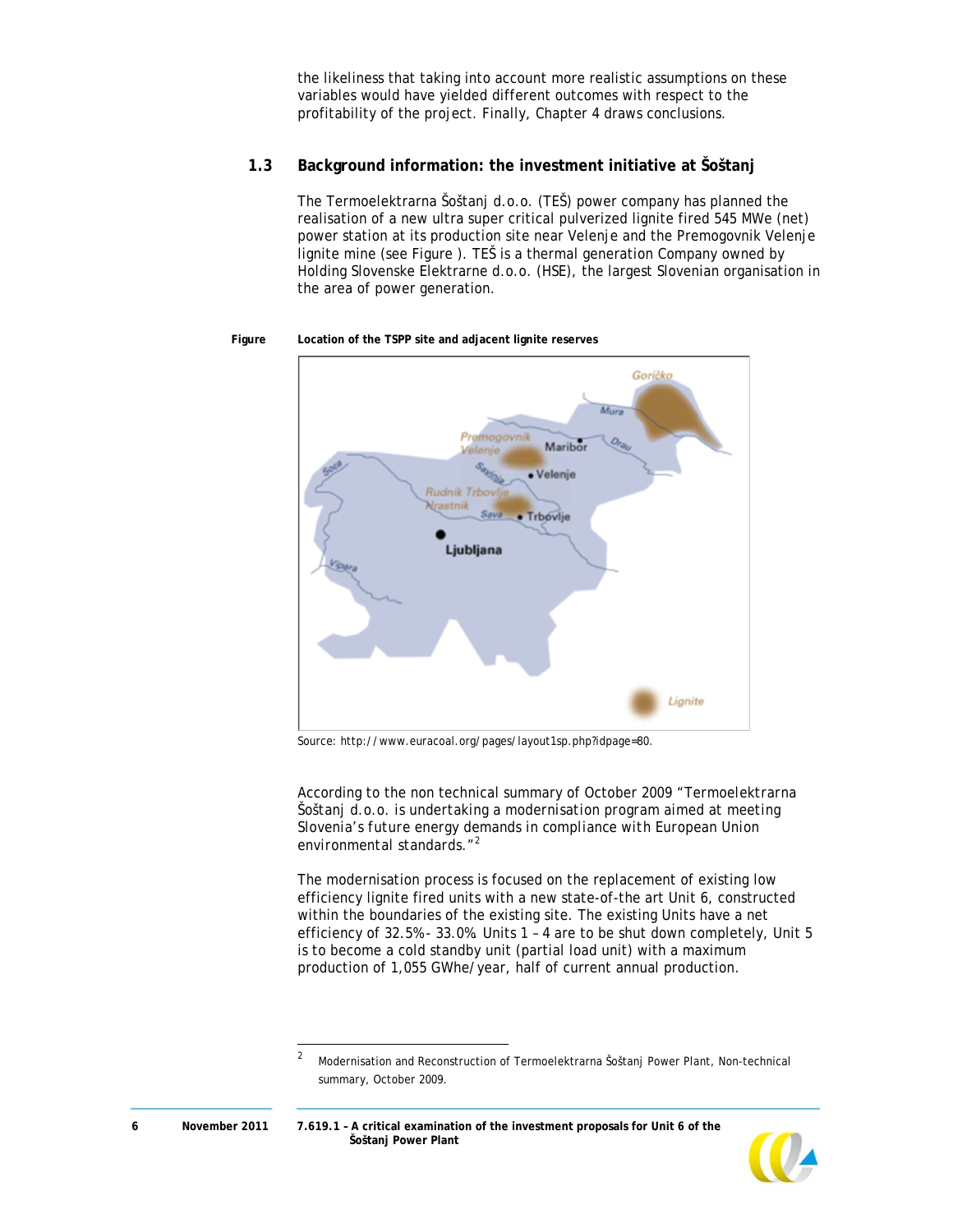the likeliness that taking into account more realistic assumptions on these variables would have yielded different outcomes with respect to the profitability of the project. Finally, Chapter 4 draws conclusions.

### 1.3 Background information: the investment initiative at Šoštanj

The Termoelektrarna Šoštanj d.o.o. (TEŠ) power company has planned the realisation of a new ultra super critical pulverized lignite fired 545 MWe (net) power station at its production site near Velenje and the Premogovnik Velenje lignite mine (see Figure ). TEŠ is a thermal generation Company owned by Holding Slovenske Elektrarne d.o.o. (HSE), the largest Slovenian organisation in the area of power generation.

**Figure Location of the TSPP site and adjacent lignite reserves**

Source: http://www.euracoal.org/pages/layout1sp.php?idpage=80.

According to the non technical summary of October 2009 *"Termoelektrarna Šoštanj d.o.o. is undertaking a modernisation program aimed at meeting Slovenia's future energy demands in compliance with European Union environmental standards."*[2]

The modernisation process is focused on the replacement of existing low efficiency lignite fired units with a new state-of-the art Unit 6, constructed within the boundaries of the existing site. The existing Units have a net efficiency of 32.5%- 33.0%. Units 1 – 4 are to be shut down completely, Unit 5 is to become a cold standby unit (partial load unit) with a maximum production of 1,055 GWhe/year, half of current annual production.

[2] Modernisation and Reconstruction of Termoelektrarna Šoštanj Power Plant, Non-technical summary, October 2009.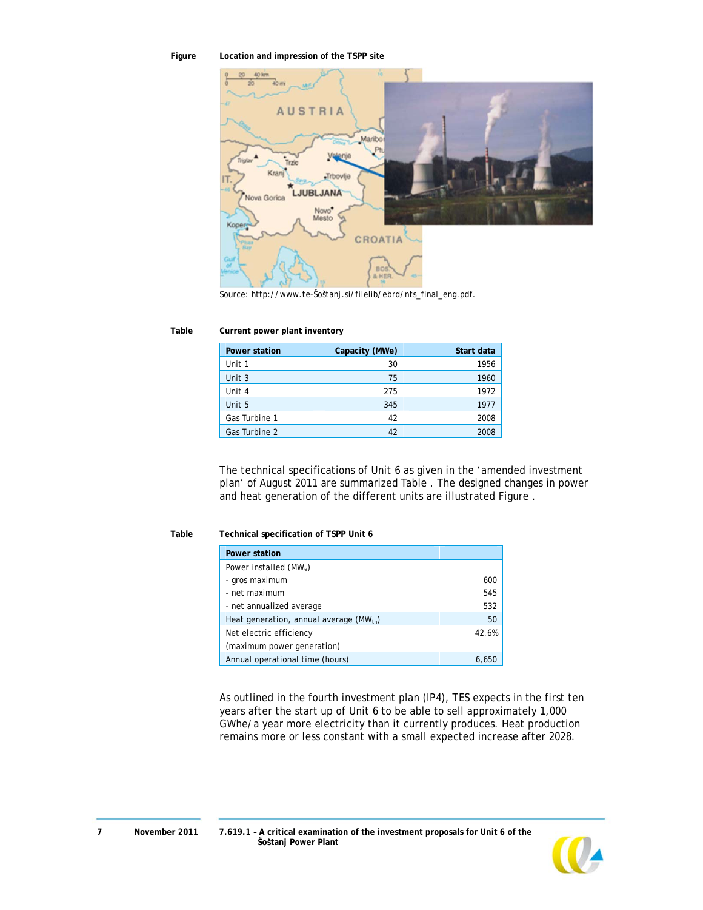**Figure** **Location and impression of the TSPP site**

Source: http://www.te-Šoštanj.si/filelib/ebrd/nts_final_eng.pdf.

**Table** **Current power plant inventory**

| Power station | Capacity (MWe) | Start data |
|---|---|---|
| Unit 1 | 30 | 1956 |
| Unit 3 | 75 | 1960 |
| Unit 4 | 275 | 1972 |
| Unit 5 | 345 | 1977 |
| Gas Turbine 1 | 42 | 2008 |
| Gas Turbine 2 | 42 | 2008 |

The technical specifications of Unit 6 as given in the 'amended investment plan' of August 2011 are summarized Table . The designed changes in power and heat generation of the different units are illustrated Figure .

**Table** **Technical specification of TSPP Unit 6**

| Power station | |
|---|---|
| Power installed ($MW_e$) | |
| - gros maximum | 600 |
| - net maximum | 545 |
| - net annualized average | 532 |
| Heat generation, annual average ($MW_{th}$) | 50 |
| Net electric efficiency (maximum power generation) | 42.6% |
| Annual operational time (hours) | 6,650 |

As outlined in the fourth investment plan (IP4), TES expects in the first ten years after the start up of Unit 6 to be able to sell approximately 1,000 GWhe/a year more electricity than it currently produces. Heat production remains more or less constant with a small expected increase after 2028.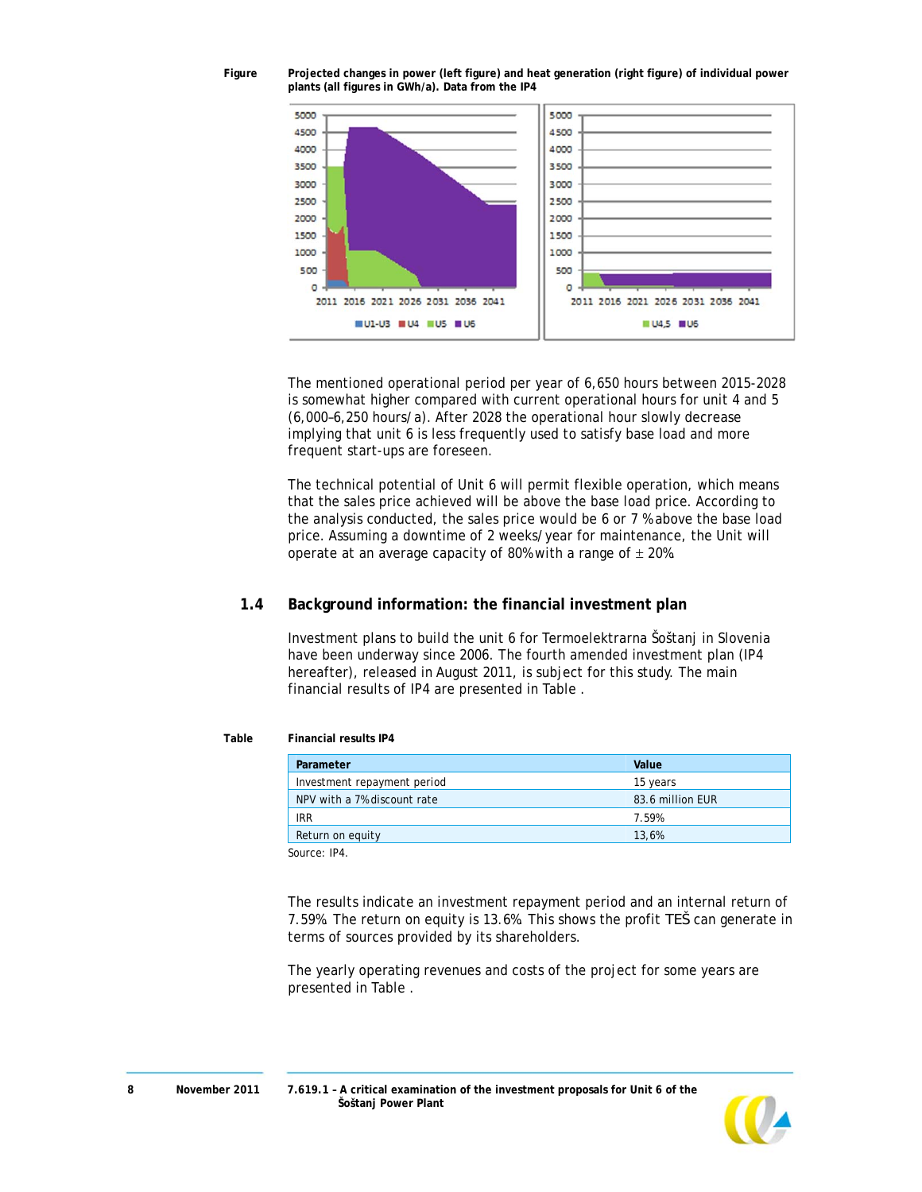Figure Projected changes in power (left figure) and heat generation (right figure) of individual power plants (all figures in GWh/a). Data from the IP4

The mentioned operational period per year of 6,650 hours between 2015-2028 is somewhat higher compared with current operational hours for unit 4 and 5 (6,000–6,250 hours/a). After 2028 the operational hour slowly decrease implying that unit 6 is less frequently used to satisfy base load and more frequent start-ups are foreseen.

The technical potential of Unit 6 will permit flexible operation, which means that the sales price achieved will be above the base load price. According to the analysis conducted, the sales price would be 6 or 7 % above the base load price. Assuming a downtime of 2 weeks/year for maintenance, the Unit will operate at an average capacity of 80% with a range of ± 20%.

## 1.4 Background information: the financial investment plan

Investment plans to build the unit 6 for Termoelektrarna Šoštanj in Slovenia have been underway since 2006. The fourth amended investment plan (IP4 hereafter), released in August 2011, is subject for this study. The main financial results of IP4 are presented in Table .

Table Financial results IP4

| Parameter | Value |
|---|---|
| Investment repayment period | 15 years |
| NPV with a 7% discount rate | 83.6 million EUR |
| IRR | 7.59% |
| Return on equity | 13,6% |

Source: IP4.

The results indicate an investment repayment period and an internal return of 7.59%. The return on equity is 13.6%. This shows the profit TEŠ can generate in terms of sources provided by its shareholders.

The yearly operating revenues and costs of the project for some years are presented in Table .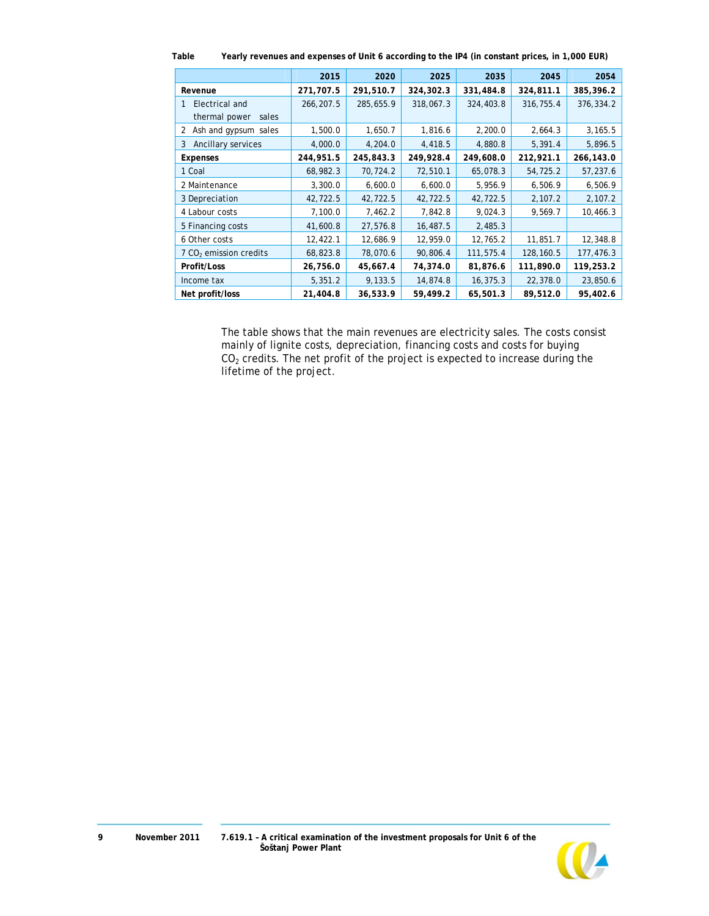Table Yearly revenues and expenses of Unit 6 according to the IP4 (in constant prices, in 1,000 EUR)

| | 2015 | 2020 | 2025 | 2035 | 2045 | 2054 |
|---|---|---|---|---|---|---|
| **Revenue** | **271,707.5** | **291,510.7** | **324,302.3** | **331,484.8** | **324,811.1** | **385,396.2** |
| 1 Electrical and thermal power sales | 266,207.5 | 285,655.9 | 318,067.3 | 324,403.8 | 316,755.4 | 376,334.2 |
| 2 Ash and gypsum sales | 1,500.0 | 1,650.7 | 1,816.6 | 2,200.0 | 2,664.3 | 3,165.5 |
| 3 Ancillary services | 4,000.0 | 4,204.0 | 4,418.5 | 4,880.8 | 5,391.4 | 5,896.5 |
| **Expenses** | **244,951.5** | **245,843.3** | **249,928.4** | **249,608.0** | **212,921.1** | **266,143.0** |
| 1 Coal | 68,982.3 | 70,724.2 | 72,510.1 | 65,078.3 | 54,725.2 | 57,237.6 |
| 2 Maintenance | 3,300.0 | 6,600.0 | 6,600.0 | 5,956.9 | 6,506.9 | 6,506.9 |
| 3 Depreciation | 42,722.5 | 42,722.5 | 42,722.5 | 42,722.5 | 2,107.2 | 2,107.2 |
| 4 Labour costs | 7,100.0 | 7,462.2 | 7,842.8 | 9,024.3 | 9,569.7 | 10,466.3 |
| 5 Financing costs | 41,600.8 | 27,576.8 | 16,487.5 | 2,485.3 | | |
| 6 Other costs | 12,422.1 | 12,686.9 | 12,959.0 | 12,765.2 | 11,851.7 | 12,348.8 |
| 7 $CO_2$ emission credits | 68,823.8 | 78,070.6 | 90,806.4 | 111,575.4 | 128,160.5 | 177,476.3 |
| **Profit/Loss** | **26,756.0** | **45,667.4** | **74,374.0** | **81,876.6** | **111,890.0** | **119,253.2** |
| Income tax | 5,351.2 | 9,133.5 | 14,874.8 | 16,375.3 | 22,378.0 | 23,850.6 |
| **Net profit/loss** | **21,404.8** | **36,533.9** | **59,499.2** | **65,501.3** | **89,512.0** | **95,402.6** |

The table shows that the main revenues are electricity sales. The costs consist mainly of lignite costs, depreciation, financing costs and costs for buying $CO_2$ credits. The net profit of the project is expected to increase during the lifetime of the project.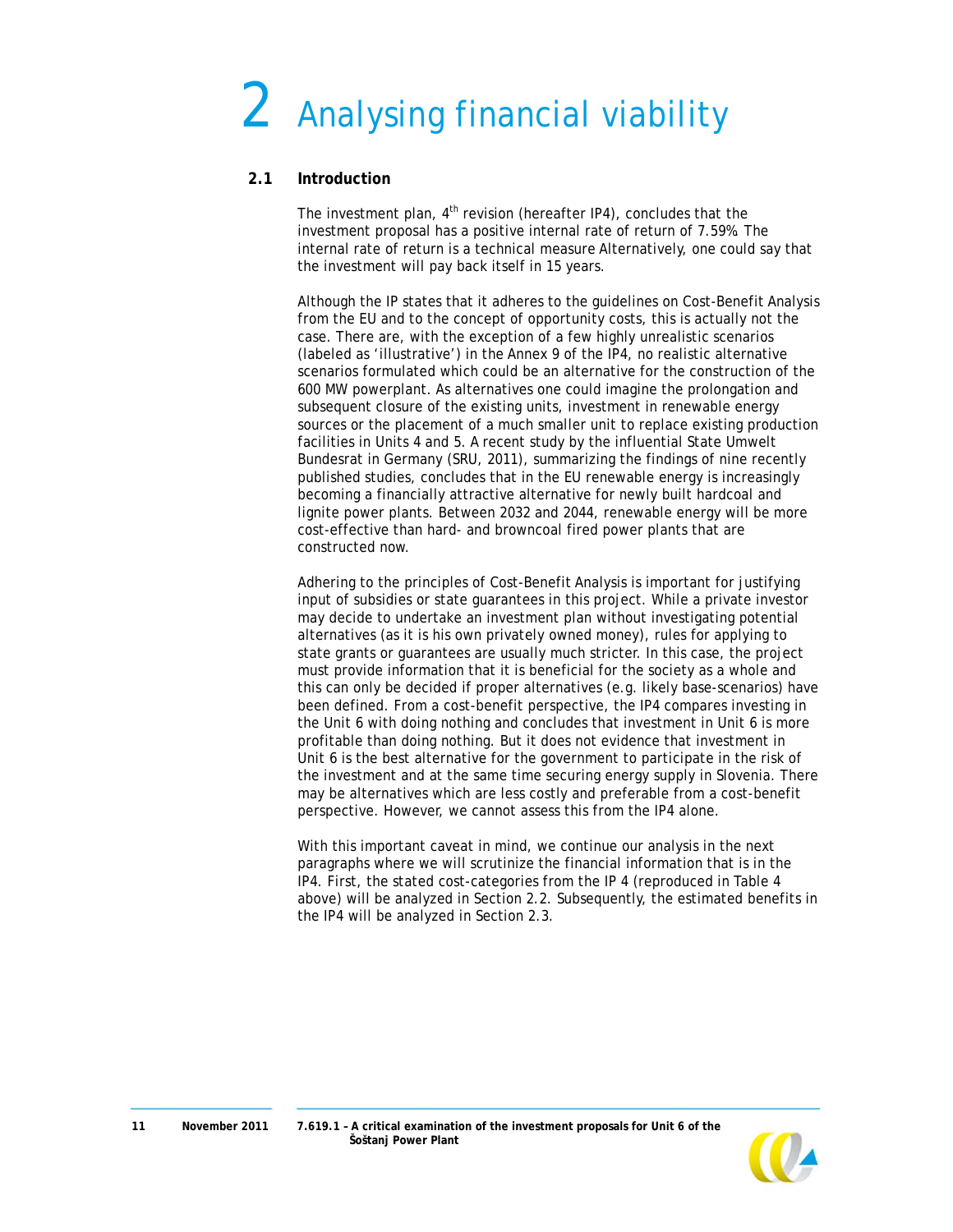# 2 Analysing financial viability

## 2.1 Introduction

The investment plan, 4th revision (hereafter IP4), concludes that the investment proposal has a positive internal rate of return of 7.59%. The internal rate of return is a technical measure Alternatively, one could say that the investment will pay back itself in 15 years.

Although the IP states that it adheres to the guidelines on Cost-Benefit Analysis from the EU and to the concept of opportunity costs, this is actually not the case. There are, with the exception of a few highly unrealistic scenarios (labeled as 'illustrative') in the Annex 9 of the IP4, no realistic alternative scenarios formulated which could be an alternative for the construction of the 600 MW powerplant. As alternatives one could imagine the prolongation and subsequent closure of the existing units, investment in renewable energy sources or the placement of a much smaller unit to replace existing production facilities in Units 4 and 5. A recent study by the influential State Umwelt Bundesrat in Germany (SRU, 2011), summarizing the findings of nine recently published studies, concludes that in the EU renewable energy is increasingly becoming a financially attractive alternative for newly built hardcoal and lignite power plants. Between 2032 and 2044, renewable energy will be more cost-effective than hard- and browncoal fired power plants that are constructed now.

Adhering to the principles of Cost-Benefit Analysis is important for justifying input of subsidies or state guarantees in this project. While a private investor may decide to undertake an investment plan without investigating potential alternatives (as it is his own privately owned money), rules for applying to state grants or guarantees are usually much stricter. In this case, the project must provide information that it is beneficial for the society as a whole and this can only be decided if proper alternatives (e.g. likely base-scenarios) have been defined. From a cost-benefit perspective, the IP4 compares investing in the Unit 6 with doing nothing and concludes that investment in Unit 6 is more profitable than doing nothing. But it does not evidence that investment in Unit 6 is the best alternative for the government to participate in the risk of the investment and at the same time securing energy supply in Slovenia. There may be alternatives which are less costly and preferable from a cost-benefit perspective. However, we cannot assess this from the IP4 alone.

With this important caveat in mind, we continue our analysis in the next paragraphs where we will scrutinize the financial information that is in the IP4. First, the stated cost-categories from the IP 4 (reproduced in Table 4 above) will be analyzed in Section 2.2. Subsequently, the estimated benefits in the IP4 will be analyzed in Section 2.3.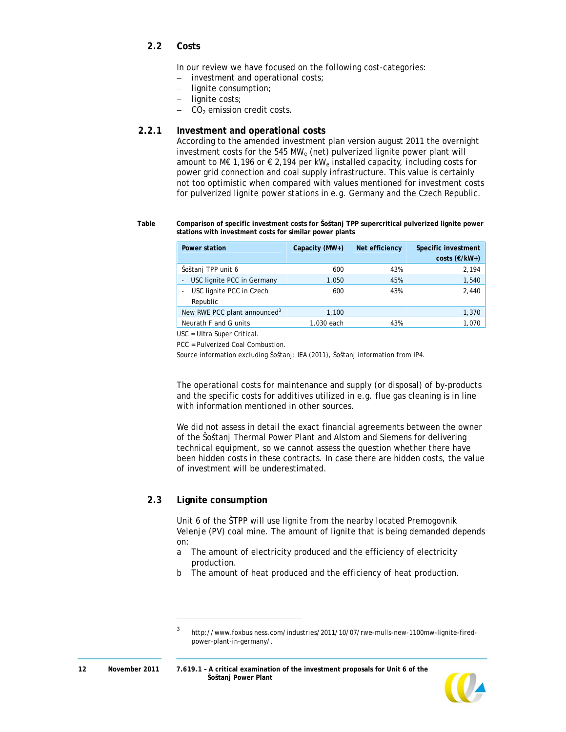## 2.2 Costs

In our review we have focused on the following cost-categories:

- investment and operational costs;
- lignite consumption;
- lignite costs;
- $CO_2$ emission credit costs.

### 2.2.1 Investment and operational costs

According to the amended investment plan version august 2011 the overnight investment costs for the 545 $MW_e$ (net) pulverized lignite power plant will amount to M€ 1,196 or € 2,194 per $kW_e$ installed capacity, including costs for power grid connection and coal supply infrastructure. This value is certainly not too optimistic when compared with values mentioned for investment costs for pulverized lignite power stations in e.g. Germany and the Czech Republic.

**Table Comparison of specific investment costs for Šoštanj TPP supercritical pulverized lignite power stations with investment costs for similar power plants**

| Power station | Capacity (MW+) | Net efficiency | Specific investment costs (€/kW+) |
|---|---|---|---|
| Šoštanj TPP unit 6 | 600 | 43% | 2,194 |
| - USC lignite PCC in Germany | 1,050 | 45% | 1,540 |
| - USC lignite PCC in Czech Republic | 600 | 43% | 2,440 |
| New RWE PCC plant announced[3] | 1,100 | | 1,370 |
| Neurath F and G units | 1,030 each | 43% | 1,070 |

USC = Ultra Super Critical.

PCC = Pulverized Coal Combustion.

Source information excluding Šoštanj: IEA (2011), Šoštanj information from IP4.

The operational costs for maintenance and supply (or disposal) of by-products and the specific costs for additives utilized in e.g. flue gas cleaning is in line with information mentioned in other sources.

We did not assess in detail the exact financial agreements between the owner of the Šoštanj Thermal Power Plant and Alstom and Siemens for delivering technical equipment, so we cannot assess the question whether there have been hidden costs in these contracts. In case there are hidden costs, the value of investment will be underestimated.

## 2.3 Lignite consumption

Unit 6 of the ŠTPP will use lignite from the nearby located Premogovnik Velenje (PV) coal mine. The amount of lignite that is being demanded depends on:

a The amount of electricity produced and the efficiency of electricity production.

b The amount of heat produced and the efficiency of heat production.

[3] http://www.foxbusiness.com/industries/2011/10/07/rwe-mulls-new-1100mw-lignite-fired-power-plant-in-germany/.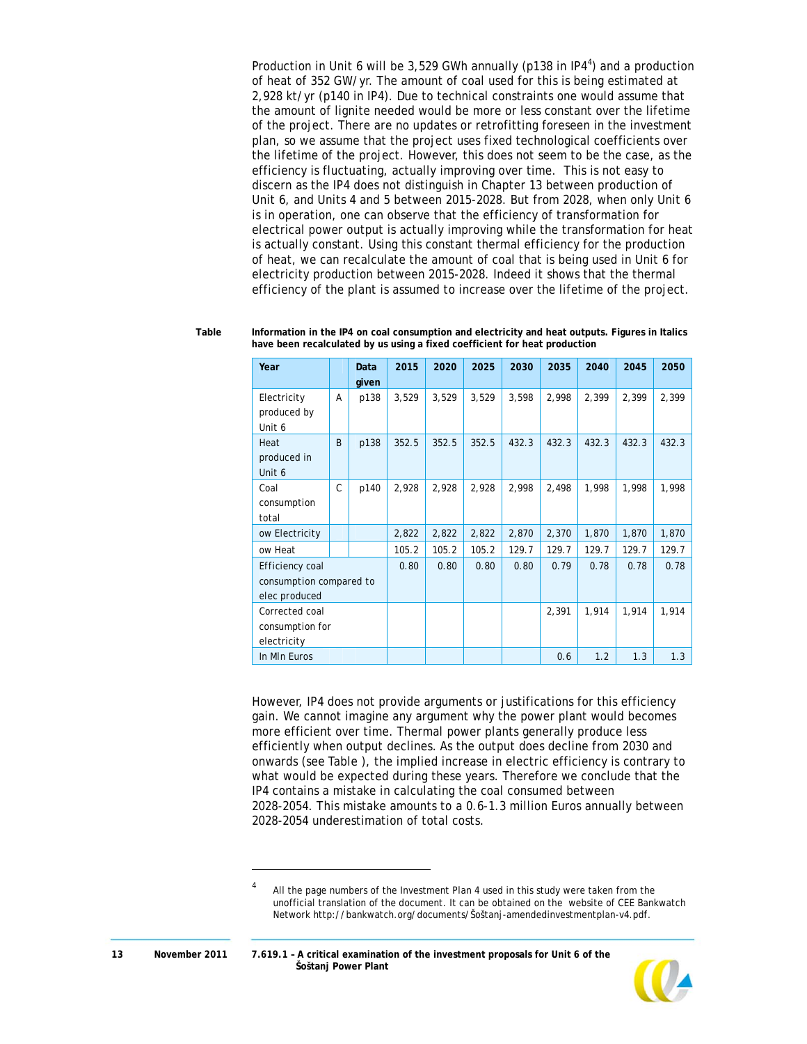Production in Unit 6 will be 3,529 GWh annually (p138 in IP4[4]) and a production of heat of 352 GW/yr. The amount of coal used for this is being estimated at 2,928 kt/yr (p140 in IP4). Due to technical constraints one would assume that the amount of lignite needed would be more or less constant over the lifetime of the project. There are no updates or retrofitting foreseen in the investment plan, so we assume that the project uses fixed technological coefficients over the lifetime of the project. However, this does not seem to be the case, as the efficiency is fluctuating, actually improving over time. This is not easy to discern as the IP4 does not distinguish in Chapter 13 between production of Unit 6, and Units 4 and 5 between 2015-2028. But from 2028, when only Unit 6 is in operation, one can observe that the efficiency of transformation for electrical power output is actually improving while the transformation for heat is actually constant. Using this constant thermal efficiency for the production of heat, we can recalculate the amount of coal that is being used in Unit 6 for electricity production between 2015-2028. Indeed it shows that the thermal efficiency of the plant is assumed to increase over the lifetime of the project.

**Table** **Information in the IP4 on coal consumption and electricity and heat outputs. Figures in Italics have been recalculated by us using a fixed coefficient for heat production**

| Year | | Data given | 2015 | 2020 | 2025 | 2030 | 2035 | 2040 | 2045 | 2050 |
|---|---|---|---|---|---|---|---|---|---|---|
| Electricity produced by Unit 6 | A | p138 | 3,529 | 3,529 | 3,529 | 3,598 | 2,998 | 2,399 | 2,399 | 2,399 |
| Heat produced in Unit 6 | B | p138 | 352.5 | 352.5 | 352.5 | 432.3 | 432.3 | 432.3 | 432.3 | 432.3 |
| Coal consumption total | C | p140 | 2,928 | 2,928 | 2,928 | 2,998 | 2,498 | 1,998 | 1,998 | 1,998 |
| ow Electricity | | | 2,822 | 2,822 | 2,822 | 2,870 | 2,370 | 1,870 | 1,870 | 1,870 |
| ow Heat | | | 105.2 | 105.2 | 105.2 | 129.7 | 129.7 | 129.7 | 129.7 | 129.7 |
| Efficiency coal consumption compared to elec produced | | | 0.80 | 0.80 | 0.80 | 0.80 | 0.79 | 0.78 | 0.78 | 0.78 |
| Corrected coal consumption for electricity | | | | | | | 2,391 | 1,914 | 1,914 | 1,914 |
| In Mln Euros | | | | | | | 0.6 | 1.2 | 1.3 | 1.3 |

However, IP4 does not provide arguments or justifications for this efficiency gain. We cannot imagine any argument why the power plant would becomes more efficient over time. Thermal power plants generally produce less efficiently when output declines. As the output does decline from 2030 and onwards (see Table ), the implied increase in electric efficiency is contrary to what would be expected during these years. Therefore we conclude that the IP4 contains a mistake in calculating the coal consumed between 2028-2054. This mistake amounts to a 0.6-1.3 million Euros annually between 2028-2054 underestimation of total costs.

[4] All the page numbers of the Investment Plan 4 used in this study were taken from the unofficial translation of the document. It can be obtained on the website of CEE Bankwatch Network http://bankwatch.org/documents/Šoštanj-amendedinvestmentplan-v4.pdf.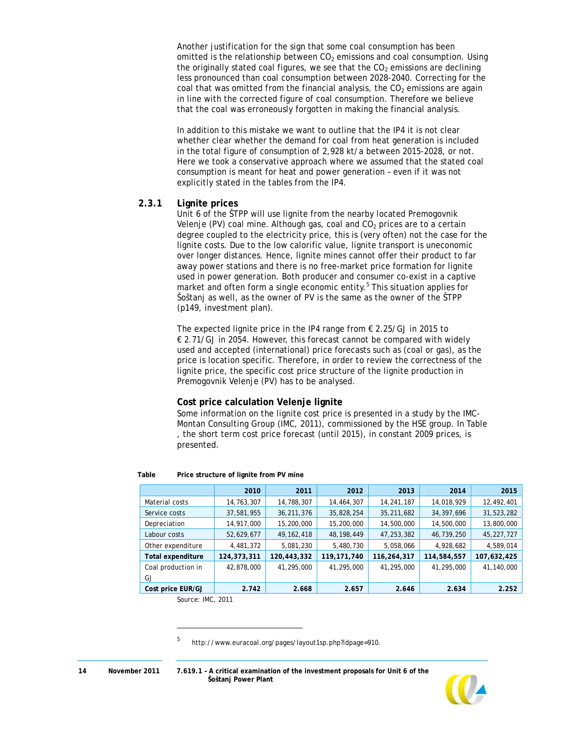Another justification for the sign that some coal consumption has been omitted is the relationship between $CO_2$ emissions and coal consumption. Using the originally stated coal figures, we see that the $CO_2$ emissions are declining less pronounced than coal consumption between 2028-2040. Correcting for the coal that was omitted from the financial analysis, the $CO_2$ emissions are again in line with the corrected figure of coal consumption. Therefore we believe that the coal was erroneously forgotten in making the financial analysis.

In addition to this mistake we want to outline that the IP4 it is not clear whether clear whether the demand for coal from heat generation is included in the total figure of consumption of 2,928 kt/a between 2015-2028, or not. Here we took a conservative approach where we assumed that the stated coal consumption is meant for heat and power generation – even if it was not explicitly stated in the tables from the IP4.

### 2.3.1 Lignite prices

Unit 6 of the ŠTPP will use lignite from the nearby located Premogovnik Velenje (PV) coal mine. Although gas, coal and $CO_2$ prices are to a certain degree coupled to the electricity price, this is (very often) not the case for the lignite costs. Due to the low calorific value, lignite transport is uneconomic over longer distances. Hence, lignite mines cannot offer their product to far away power stations and there is no free-market price formation for lignite used in power generation. Both producer and consumer co-exist in a captive market and often form a single economic entity.[5] This situation applies for Šoštanj as well, as the owner of PV is the same as the owner of the ŠTPP (p149, investment plan).

The expected lignite price in the IP4 range from € 2.25/GJ in 2015 to € 2.71/GJ in 2054. However, this forecast cannot be compared with widely used and accepted (international) price forecasts such as (coal or gas), as the price is location specific. Therefore, in order to review the correctness of the lignite price, the specific cost price structure of the lignite production in Premogovnik Velenje (PV) has to be analysed.

**Cost price calculation Velenje lignite**

Some information on the lignite cost price is presented in a study by the IMC-Montan Consulting Group (IMC, 2011), commissioned by the HSE group. In Table , the short term cost price forecast (until 2015), in constant 2009 prices, is presented.

**Table Price structure of lignite from PV mine**

| | 2010 | 2011 | 2012 | 2013 | 2014 | 2015 |
|---|---|---|---|---|---|---|
| Material costs | 14,763,307 | 14,788,307 | 14,464,307 | 14,241,187 | 14,018,929 | 12,492,401 |
| Service costs | 37,581,955 | 36,211,376 | 35,828,254 | 35,211,682 | 34,397,696 | 31,523,282 |
| Depreciation | 14,917,000 | 15,200,000 | 15,200,000 | 14,500,000 | 14,500,000 | 13,800,000 |
| Labour costs | 52,629,677 | 49,162,418 | 48,198,449 | 47,253,382 | 46,739,250 | 45,227,727 |
| Other expenditure | 4,481,372 | 5,081,230 | 5,480,730 | 5,058,066 | 4,928,682 | 4,589,014 |
| **Total expenditure** | **124,373,311** | **120,443,332** | **119,171,740** | **116,264,317** | **114,584,557** | **107,632,425** |
| Coal production in GJ | 42,878,000 | 41,295,000 | 41,295,000 | 41,295,000 | 41,295,000 | 41,140,000 |
| **Cost price EUR/GJ** | **2.742** | **2.668** | **2.657** | **2.646** | **2.634** | **2.252** |

Source: IMC, 2011

---

[5] http://www.euracoal.org/pages/layout1sp.php?idpage=910.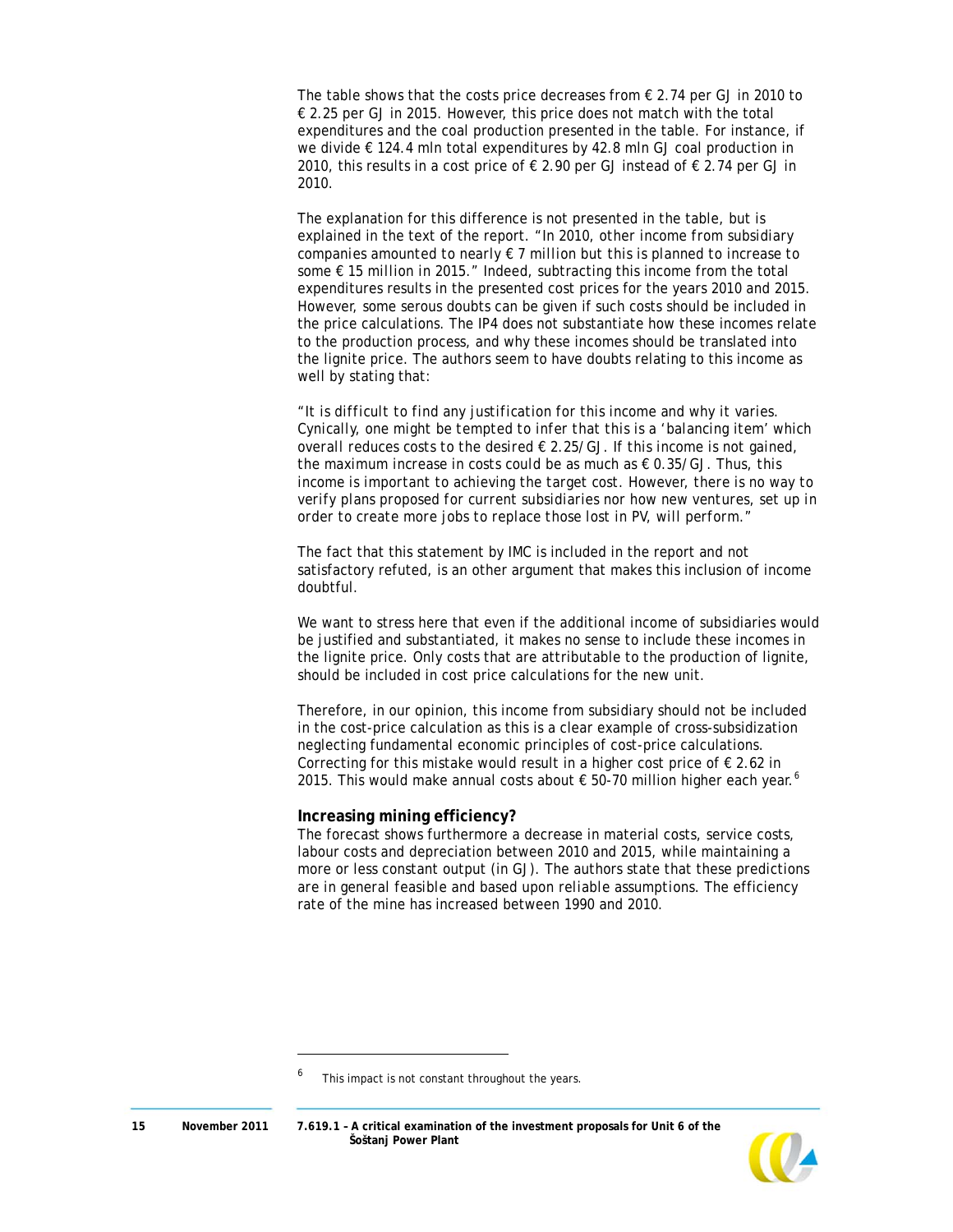The table shows that the costs price decreases from € 2.74 per GJ in 2010 to € 2.25 per GJ in 2015. However, this price does not match with the total expenditures and the coal production presented in the table. For instance, if we divide € 124.4 mln total expenditures by 42.8 mln GJ coal production in 2010, this results in a cost price of € 2.90 per GJ instead of € 2.74 per GJ in 2010.

The explanation for this difference is not presented in the table, but is explained in the text of the report. *"In 2010, other income from subsidiary companies amounted to nearly € 7 million but this is planned to increase to some € 15 million in 2015."* Indeed, subtracting this income from the total expenditures results in the presented cost prices for the years 2010 and 2015. However, some serous doubts can be given if such costs should be included in the price calculations. The IP4 does not substantiate how these incomes relate to the production process, and why these incomes should be translated into the lignite price. The authors seem to have doubts relating to this income as well by stating that:

*"It is difficult to find any justification for this income and why it varies. Cynically, one might be tempted to infer that this is a 'balancing item' which overall reduces costs to the desired € 2.25/GJ. If this income is not gained, the maximum increase in costs could be as much as € 0.35/GJ. Thus, this income is important to achieving the target cost. However, there is no way to verify plans proposed for current subsidiaries nor how new ventures, set up in order to create more jobs to replace those lost in PV, will perform."*

The fact that this statement by IMC is included in the report and not satisfactory refuted, is an other argument that makes this inclusion of income doubtful.

We want to stress here that even if the additional income of subsidiaries would be justified and substantiated, it makes no sense to include these incomes in the lignite price. Only costs that are attributable to the production of lignite, should be included in cost price calculations for the new unit.

Therefore, in our opinion, this income from subsidiary should not be included in the cost-price calculation as this is a clear example of cross-subsidization neglecting fundamental economic principles of cost-price calculations. Correcting for this mistake would result in a higher cost price of € 2.62 in 2015. This would make annual costs about € 50-70 million higher each year.[6]

### Increasing mining efficiency?

The forecast shows furthermore a decrease in material costs, service costs, labour costs and depreciation between 2010 and 2015, while maintaining a more or less constant output (in GJ). The authors state that these predictions are in general feasible and based upon reliable assumptions. The efficiency rate of the mine has increased between 1990 and 2010.

[6] This impact is not constant throughout the years.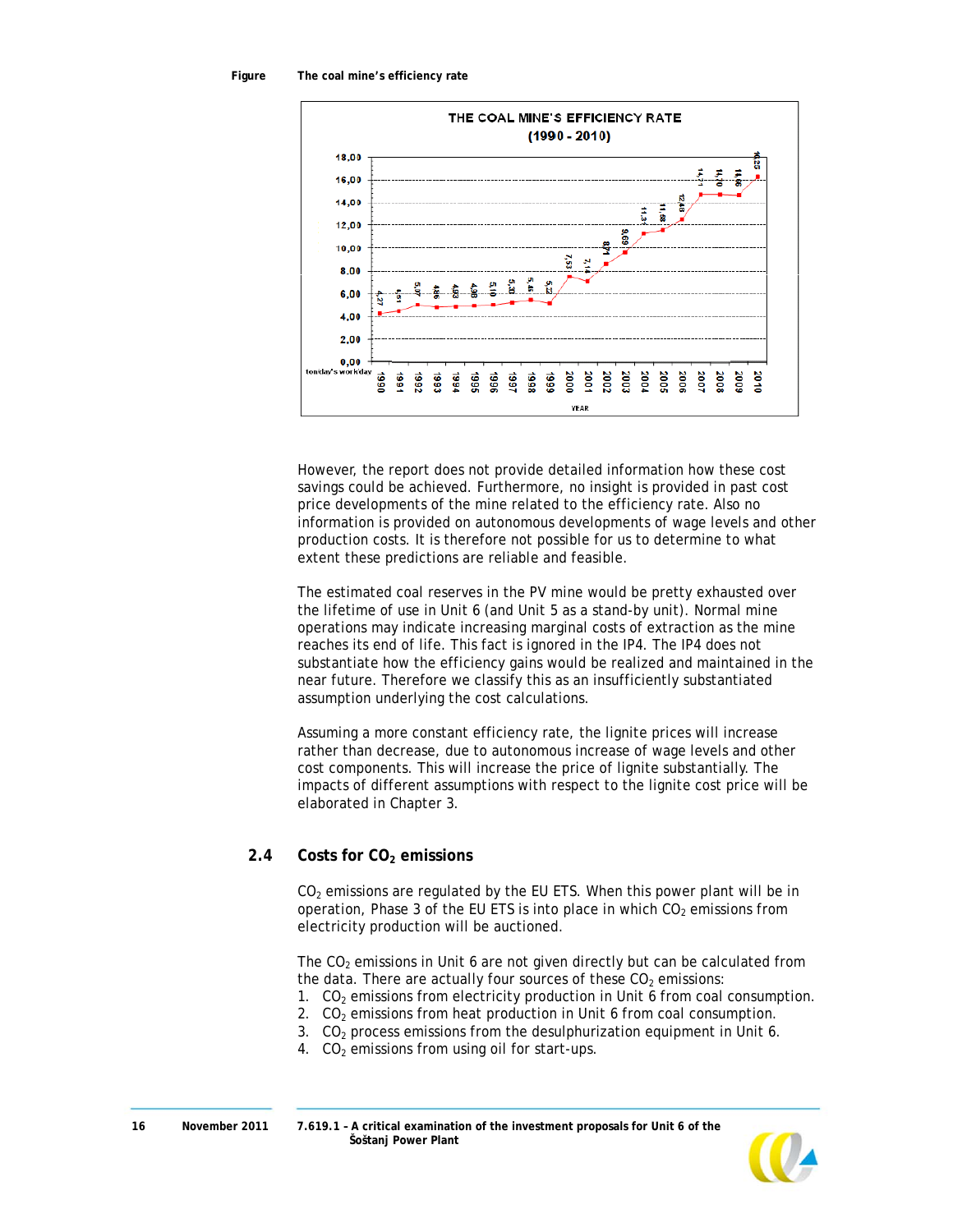Figure The coal mine's efficiency rate

However, the report does not provide detailed information how these cost savings could be achieved. Furthermore, no insight is provided in past cost price developments of the mine related to the efficiency rate. Also no information is provided on autonomous developments of wage levels and other production costs. It is therefore not possible for us to determine to what extent these predictions are reliable and feasible.

The estimated coal reserves in the PV mine would be pretty exhausted over the lifetime of use in Unit 6 (and Unit 5 as a stand-by unit). Normal mine operations may indicate increasing marginal costs of extraction as the mine reaches its end of life. This fact is ignored in the IP4. The IP4 does not substantiate how the efficiency gains would be realized and maintained in the near future. Therefore we classify this as an insufficiently substantiated assumption underlying the cost calculations.

Assuming a more constant efficiency rate, the lignite prices will increase rather than decrease, due to autonomous increase of wage levels and other cost components. This will increase the price of lignite substantially. The impacts of different assumptions with respect to the lignite cost price will be elaborated in Chapter 3.

## 2.4 Costs for $CO_2$ emissions

$CO_2$ emissions are regulated by the EU ETS. When this power plant will be in operation, Phase 3 of the EU ETS is into place in which $CO_2$ emissions from electricity production will be auctioned.

The $CO_2$ emissions in Unit 6 are not given directly but can be calculated from the data. There are actually four sources of these $CO_2$ emissions:

1. $CO_2$ emissions from electricity production in Unit 6 from coal consumption.
2. $CO_2$ emissions from heat production in Unit 6 from coal consumption.
3. $CO_2$ process emissions from the desulphurization equipment in Unit 6.
4. $CO_2$ emissions from using oil for start-ups.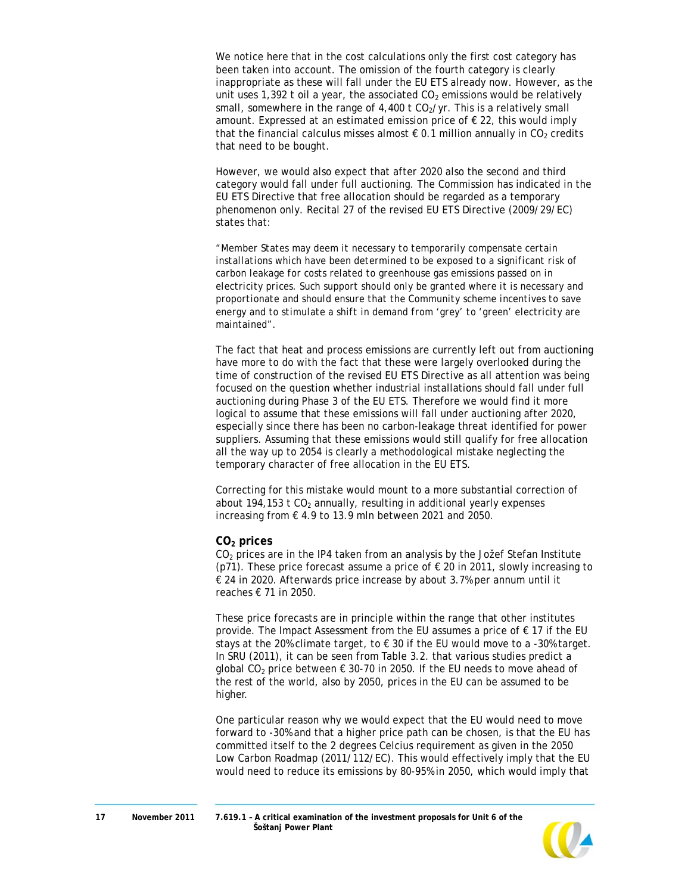We notice here that in the cost calculations only the first cost category has been taken into account. The omission of the fourth category is clearly inappropriate as these will fall under the EU ETS already now. However, as the unit uses 1,392 t oil a year, the associated $CO_2$ emissions would be relatively small, somewhere in the range of 4,400 t $CO_2$/yr. This is a relatively small amount. Expressed at an estimated emission price of € 22, this would imply that the financial calculus misses almost € 0.1 million annually in $CO_2$ credits that need to be bought.

However, we would also expect that after 2020 also the second and third category would fall under full auctioning. The Commission has indicated in the EU ETS Directive that free allocation should be regarded as a temporary phenomenon only. Recital 27 of the revised EU ETS Directive (2009/29/EC) states that:

*"Member States may deem it necessary to temporarily compensate certain installations which have been determined to be exposed to a significant risk of carbon leakage for costs related to greenhouse gas emissions passed on in electricity prices. Such support should only be granted where it is necessary and proportionate and should ensure that the Community scheme incentives to save energy and to stimulate a shift in demand from 'grey' to 'green' electricity are maintained".*

The fact that heat and process emissions are currently left out from auctioning have more to do with the fact that these were largely overlooked during the time of construction of the revised EU ETS Directive as all attention was being focused on the question whether industrial installations should fall under full auctioning during Phase 3 of the EU ETS. Therefore we would find it more logical to assume that these emissions will fall under auctioning after 2020, especially since there has been no carbon-leakage threat identified for power suppliers. Assuming that these emissions would still qualify for free allocation all the way up to 2054 is clearly a methodological mistake neglecting the temporary character of free allocation in the EU ETS.

Correcting for this mistake would mount to a more substantial correction of about 194,153 t $CO_2$ annually, resulting in additional yearly expenses increasing from € 4.9 to 13.9 mln between 2021 and 2050.

### $CO_2$ prices

$CO_2$ prices are in the IP4 taken from an analysis by the Jožef Stefan Institute (p71). These price forecast assume a price of € 20 in 2011, slowly increasing to € 24 in 2020. Afterwards price increase by about 3.7% per annum until it reaches € 71 in 2050.

These price forecasts are in principle within the range that other institutes provide. The Impact Assessment from the EU assumes a price of € 17 if the EU stays at the 20% climate target, to € 30 if the EU would move to a -30% target. In SRU (2011), it can be seen from Table 3.2. that various studies predict a global $CO_2$ price between € 30-70 in 2050. If the EU needs to move ahead of the rest of the world, also by 2050, prices in the EU can be assumed to be higher.

One particular reason why we would expect that the EU would need to move forward to -30% and that a higher price path can be chosen, is that the EU has committed itself to the 2 degrees Celcius requirement as given in the 2050 Low Carbon Roadmap (2011/112/EC). This would effectively imply that the EU would need to reduce its emissions by 80-95% in 2050, which would imply that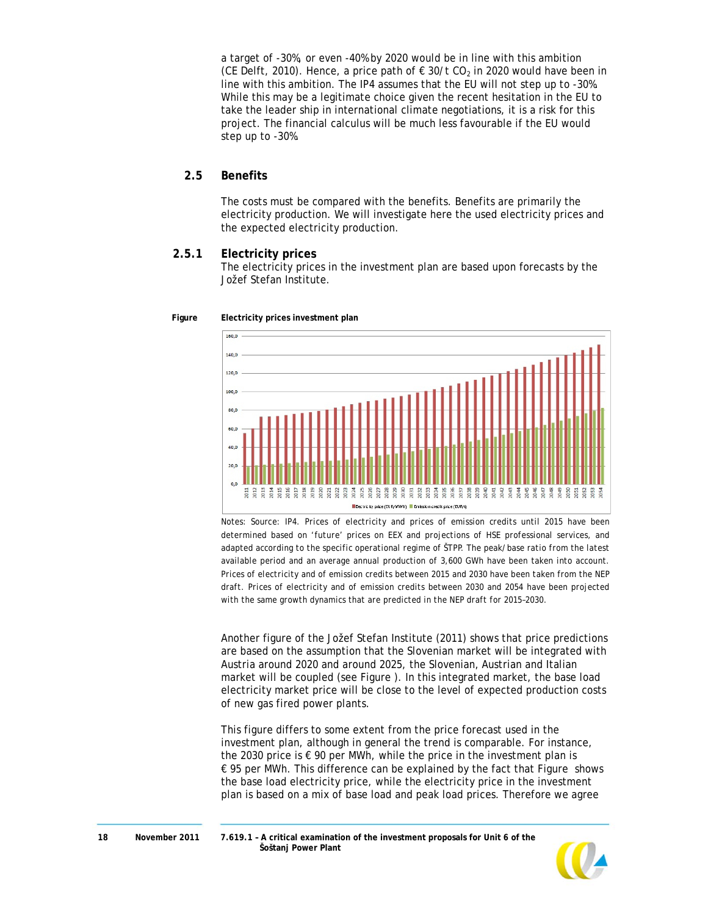a target of -30%, or even -40% by 2020 would be in line with this ambition (CE Delft, 2010). Hence, a price path of € 30/t $CO_2$ in 2020 would have been in line with this ambition. The IP4 assumes that the EU will not step up to -30%. While this may be a legitimate choice given the recent hesitation in the EU to take the leader ship in international climate negotiations, it is a risk for this project. The financial calculus will be much less favourable if the EU would step up to -30%.

## 2.5 Benefits

The costs must be compared with the benefits. Benefits are primarily the electricity production. We will investigate here the used electricity prices and the expected electricity production.

### 2.5.1 Electricity prices

The electricity prices in the investment plan are based upon forecasts by the Jožef Stefan Institute.

**Figure Electricity prices investment plan**

Notes: Source: IP4. Prices of electricity and prices of emission credits until 2015 have been determined based on 'future' prices on EEX and projections of HSE professional services, and adapted according to the specific operational regime of ŠTPP. The peak/base ratio from the latest available period and an average annual production of 3,600 GWh have been taken into account. Prices of electricity and of emission credits between 2015 and 2030 have been taken from the NEP draft. Prices of electricity and of emission credits between 2030 and 2054 have been projected with the same growth dynamics that are predicted in the NEP draft for 2015–2030.

Another figure of the Jožef Stefan Institute (2011) shows that price predictions are based on the assumption that the Slovenian market will be integrated with Austria around 2020 and around 2025, the Slovenian, Austrian and Italian market will be coupled (see Figure ). In this integrated market, the base load electricity market price will be close to the level of expected production costs of new gas fired power plants.

This figure differs to some extent from the price forecast used in the investment plan, although in general the trend is comparable. For instance, the 2030 price is € 90 per MWh, while the price in the investment plan is € 95 per MWh. This difference can be explained by the fact that Figure shows the base load electricity price, while the electricity price in the investment plan is based on a mix of base load and peak load prices. Therefore we agree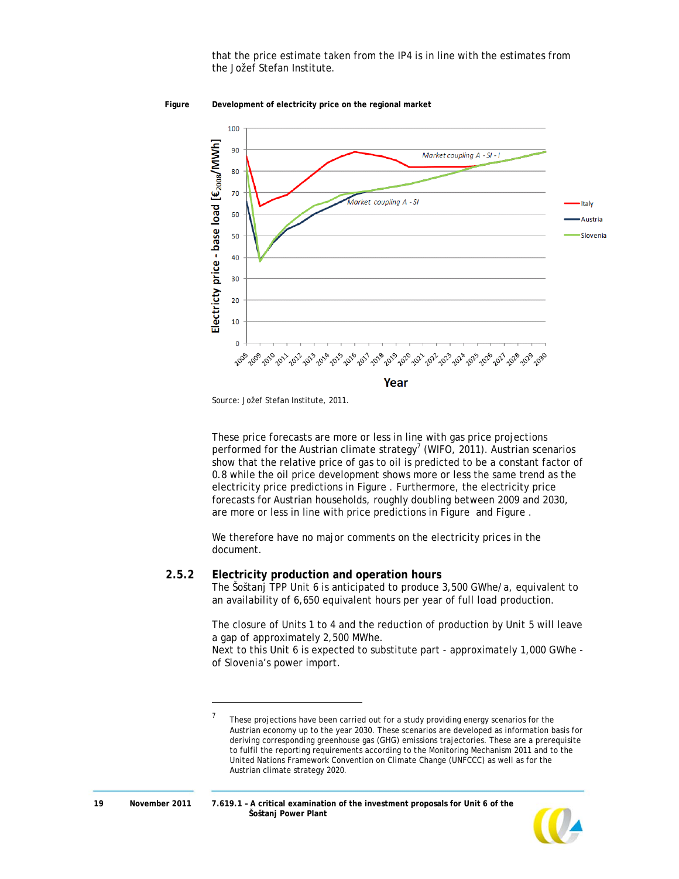that the price estimate taken from the IP4 is in line with the estimates from the Jožef Stefan Institute.

**Figure Development of electricity price on the regional market**

Source: Jožef Stefan Institute, 2011.

These price forecasts are more or less in line with gas price projections performed for the Austrian climate strategy[7] (WIFO, 2011). Austrian scenarios show that the relative price of gas to oil is predicted to be a constant factor of 0.8 while the oil price development shows more or less the same trend as the electricity price predictions in Figure . Furthermore, the electricity price forecasts for Austrian households, roughly doubling between 2009 and 2030, are more or less in line with price predictions in Figure and Figure .

We therefore have no major comments on the electricity prices in the document.

### 2.5.2 Electricity production and operation hours

The Šoštanj TPP Unit 6 is anticipated to produce 3,500 GWhe/a, equivalent to an availability of 6,650 equivalent hours per year of full load production.

The closure of Units 1 to 4 and the reduction of production by Unit 5 will leave a gap of approximately 2,500 MWhe.
Next to this Unit 6 is expected to substitute part - approximately 1,000 GWhe - of Slovenia's power import.

---

[7] These projections have been carried out for a study providing energy scenarios for the Austrian economy up to the year 2030. These scenarios are developed as information basis for deriving corresponding greenhouse gas (GHG) emissions trajectories. These are a prerequisite to fulfil the reporting requirements according to the Monitoring Mechanism 2011 and to the United Nations Framework Convention on Climate Change (UNFCCC) as well as for the Austrian climate strategy 2020.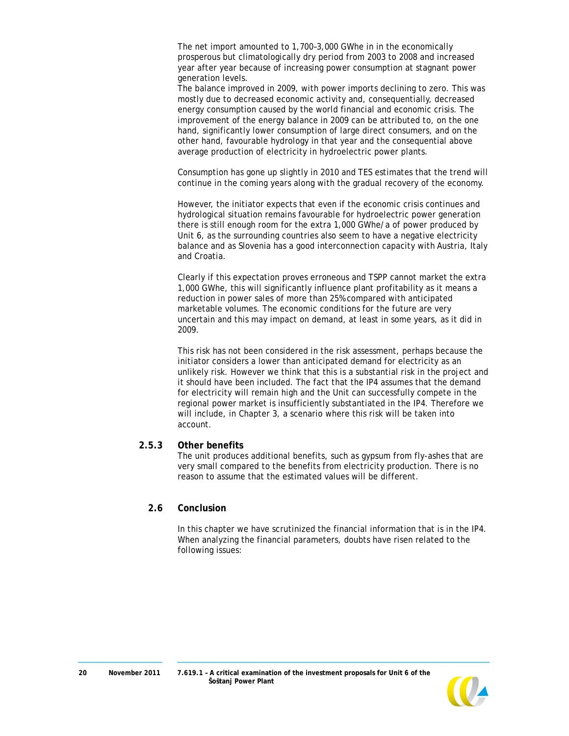The net import amounted to 1,700–3,000 GWhe in in the economically prosperous but climatologically dry period from 2003 to 2008 and increased year after year because of increasing power consumption at stagnant power generation levels.
The balance improved in 2009, with power imports declining to zero. This was mostly due to decreased economic activity and, consequentially, decreased energy consumption caused by the world financial and economic crisis. The improvement of the energy balance in 2009 can be attributed to, on the one hand, significantly lower consumption of large direct consumers, and on the other hand, favourable hydrology in that year and the consequential above average production of electricity in hydroelectric power plants.

Consumption has gone up slightly in 2010 and TES estimates that the trend will continue in the coming years along with the gradual recovery of the economy.

However, the initiator expects that even if the economic crisis continues and hydrological situation remains favourable for hydroelectric power generation there is still enough room for the extra 1,000 GWhe/a of power produced by Unit 6, as the surrounding countries also seem to have a negative electricity balance and as Slovenia has a good interconnection capacity with Austria, Italy and Croatia.

Clearly if this expectation proves erroneous and TSPP cannot market the extra 1,000 GWhe, this will significantly influence plant profitability as it means a reduction in power sales of more than 25% compared with anticipated marketable volumes. The economic conditions for the future are very uncertain and this may impact on demand, at least in some years, as it did in 2009.

This risk has not been considered in the risk assessment, perhaps because the initiator considers a lower than anticipated demand for electricity as an unlikely risk. However we think that this is a substantial risk in the project and it should have been included. The fact that the IP4 assumes that the demand for electricity will remain high and the Unit can successfully compete in the regional power market is insufficiently substantiated in the IP4. Therefore we will include, in Chapter 3, a scenario where this risk will be taken into account.

### 2.5.3 Other benefits

The unit produces additional benefits, such as gypsum from fly-ashes that are very small compared to the benefits from electricity production. There is no reason to assume that the estimated values will be different.

## 2.6 Conclusion

In this chapter we have scrutinized the financial information that is in the IP4. When analyzing the financial parameters, doubts have risen related to the following issues: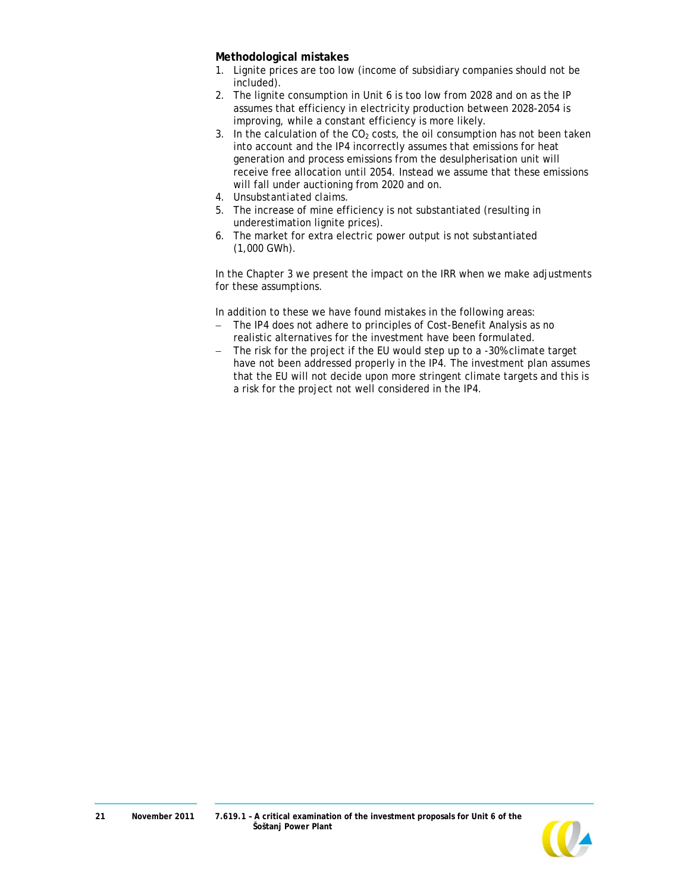**Methodological mistakes**

1. Lignite prices are too low (income of subsidiary companies should not be included).
2. The lignite consumption in Unit 6 is too low from 2028 and on as the IP assumes that efficiency in electricity production between 2028-2054 is improving, while a constant efficiency is more likely.
3. In the calculation of the $CO_2$ costs, the oil consumption has not been taken into account and the IP4 incorrectly assumes that emissions for heat generation and process emissions from the desulpherisation unit will receive free allocation until 2054. Instead we assume that these emissions will fall under auctioning from 2020 and on.
4. *Unsubstantiated claims.*
5. The increase of mine efficiency is not substantiated (resulting in underestimation lignite prices).
6. The market for extra electric power output is not substantiated (1,000 GWh).

In the Chapter 3 we present the impact on the IRR when we make adjustments for these assumptions.

In addition to these we have found mistakes in the following areas:

- The IP4 does not adhere to principles of Cost-Benefit Analysis as no realistic alternatives for the investment have been formulated.
- The risk for the project if the EU would step up to a -30% climate target have not been addressed properly in the IP4. The investment plan assumes that the EU will not decide upon more stringent climate targets and this is a risk for the project not well considered in the IP4.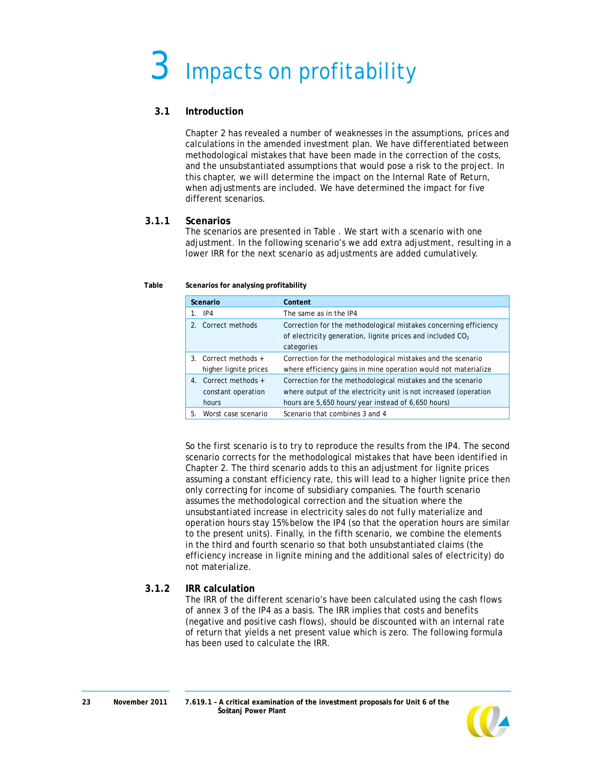# 3 Impacts on profitability

## 3.1 Introduction

Chapter 2 has revealed a number of weaknesses in the assumptions, prices and calculations in the amended investment plan. We have differentiated between methodological mistakes that have been made in the correction of the costs, and the unsubstantiated assumptions that would pose a risk to the project. In this chapter, we will determine the impact on the Internal Rate of Return, when adjustments are included. We have determined the impact for five different scenarios.

### 3.1.1 Scenarios

The scenarios are presented in Table . We start with a scenario with one adjustment. In the following scenario's we add extra adjustment, resulting in a lower IRR for the next scenario as adjustments are added cumulatively.

**Table Scenarios for analysing profitability**

| Scenario | Content |
|---|---|
| 1. IP4 | The same as in the IP4 |
| 2. Correct methods | Correction for the methodological mistakes concerning efficiency of electricity generation, lignite prices and included $CO_2$ categories |
| 3. Correct methods + higher lignite prices | Correction for the methodological mistakes and the scenario where efficiency gains in mine operation would not materialize |
| 4. Correct methods + constant operation hours | Correction for the methodological mistakes and the scenario where output of the electricity unit is not increased (operation hours are 5,650 hours/year instead of 6,650 hours) |
| 5. Worst case scenario | Scenario that combines 3 and 4 |

So the first scenario is to try to reproduce the results from the IP4. The second scenario corrects for the methodological mistakes that have been identified in Chapter 2. The third scenario adds to this an adjustment for lignite prices assuming a constant efficiency rate, this will lead to a higher lignite price then only correcting for income of subsidiary companies. The fourth scenario assumes the methodological correction and the situation where the unsubstantiated increase in electricity sales do not fully materialize and operation hours stay 15% below the IP4 (so that the operation hours are similar to the present units). Finally, in the fifth scenario, we combine the elements in the third and fourth scenario so that both unsubstantiated claims (the efficiency increase in lignite mining and the additional sales of electricity) do not materialize.

### 3.1.2 IRR calculation

The IRR of the different scenario's have been calculated using the cash flows of annex 3 of the IP4 as a basis. The IRR implies that costs and benefits (negative and positive cash flows), should be discounted with an internal rate of return that yields a net present value which is zero. The following formula has been used to calculate the IRR.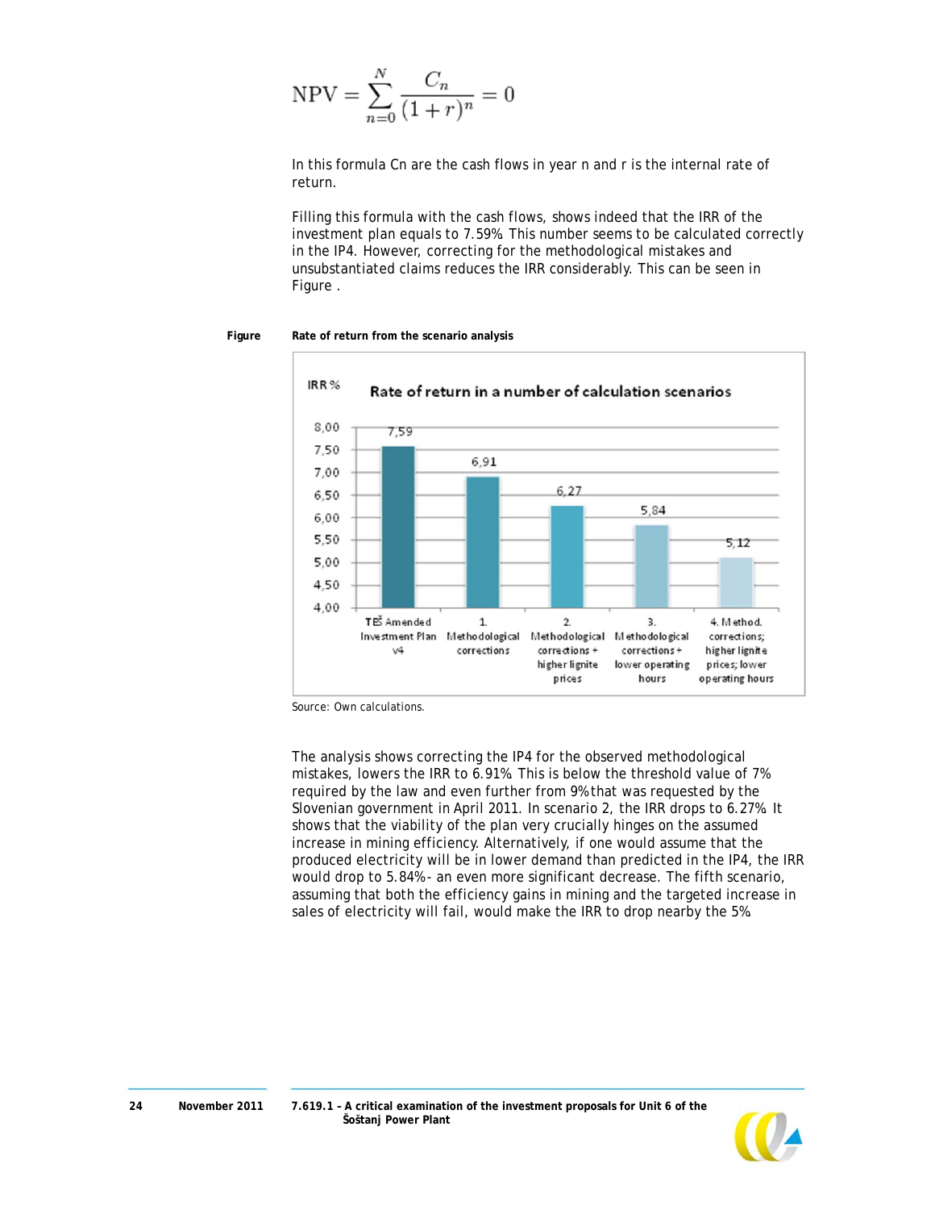$$\text{NPV} = \sum_{n=0}^{N} \frac{C_n}{(1+r)^n} = 0$$

In this formula Cn are the cash flows in year n and r is the internal rate of return.

Filling this formula with the cash flows, shows indeed that the IRR of the investment plan equals to 7.59%. This number seems to be calculated correctly in the IP4. However, correcting for the methodological mistakes and unsubstantiated claims reduces the IRR considerably. This can be seen in Figure .

**Figure Rate of return from the scenario analysis**

| Scenario | IRR % |
|---|---|
| TEŠ Amended Investment Plan v4 | 7,59 |
| 1. Methodological corrections | 6,91 |
| 2. Methodological corrections + higher lignite prices | 6,27 |
| 3. Methodological corrections + lower operating hours | 5,84 |
| 4. Method. corrections; higher lignite prices; lower operating hours | 5,12 |

Source: Own calculations.

The analysis shows correcting the IP4 for the observed methodological mistakes, lowers the IRR to 6.91%. This is below the threshold value of 7% required by the law and even further from 9% that was requested by the Slovenian government in April 2011. In scenario 2, the IRR drops to 6.27%. It shows that the viability of the plan very crucially hinges on the assumed increase in mining efficiency. Alternatively, if one would assume that the produced electricity will be in lower demand than predicted in the IP4, the IRR would drop to 5.84% - an even more significant decrease. The fifth scenario, assuming that both the efficiency gains in mining and the targeted increase in sales of electricity will fail, would make the IRR to drop nearby the 5%.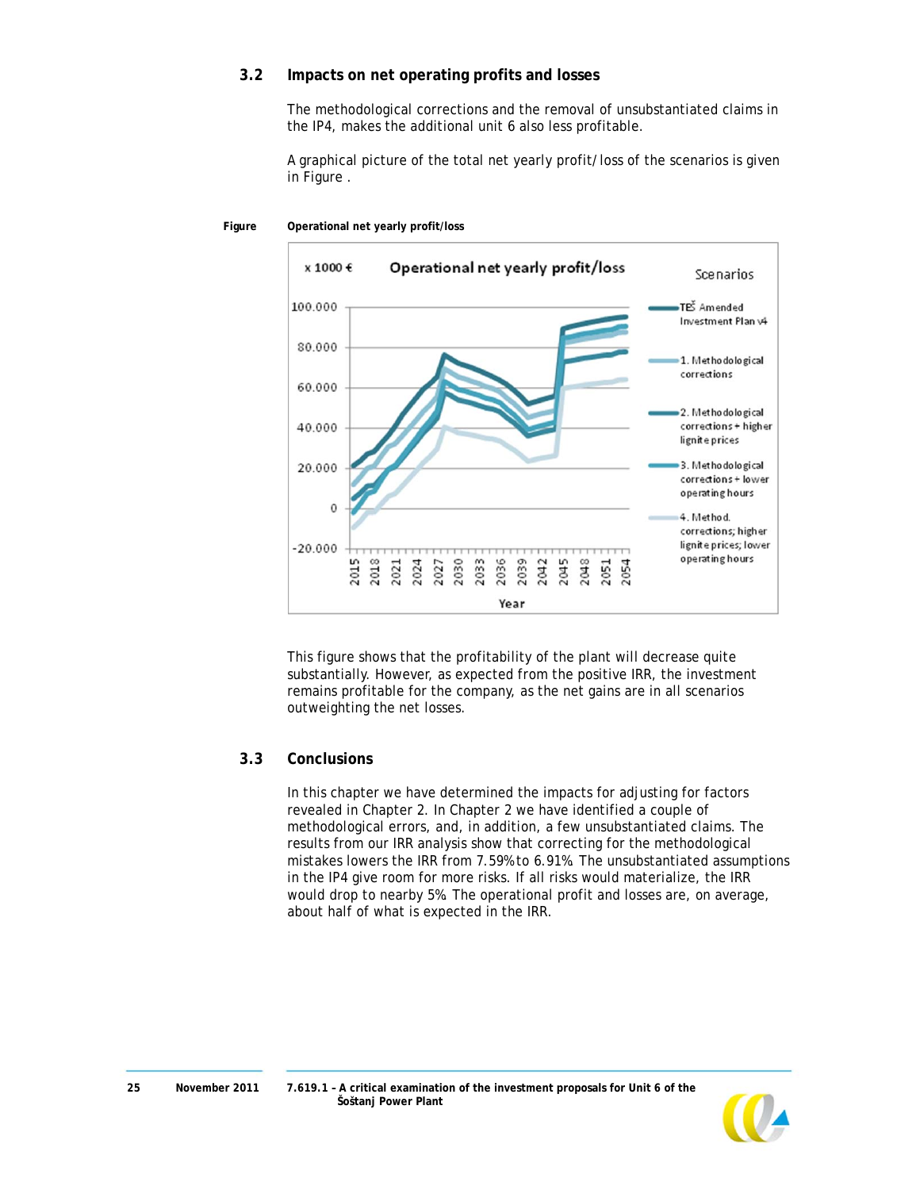### 3.2 Impacts on net operating profits and losses

The methodological corrections and the removal of unsubstantiated claims in the IP4, makes the additional unit 6 also less profitable.

A graphical picture of the total net yearly profit/loss of the scenarios is given in Figure .

**Figure Operational net yearly profit/loss**

This figure shows that the profitability of the plant will decrease quite substantially. However, as expected from the positive IRR, the investment remains profitable for the company, as the net gains are in all scenarios outweighting the net losses.

### 3.3 Conclusions

In this chapter we have determined the impacts for adjusting for factors revealed in Chapter 2. In Chapter 2 we have identified a couple of methodological errors, and, in addition, a few unsubstantiated claims. The results from our IRR analysis show that correcting for the methodological mistakes lowers the IRR from 7.59% to 6.91%. The unsubstantiated assumptions in the IP4 give room for more risks. If all risks would materialize, the IRR would drop to nearby 5%. The operational profit and losses are, on average, about half of what is expected in the IRR.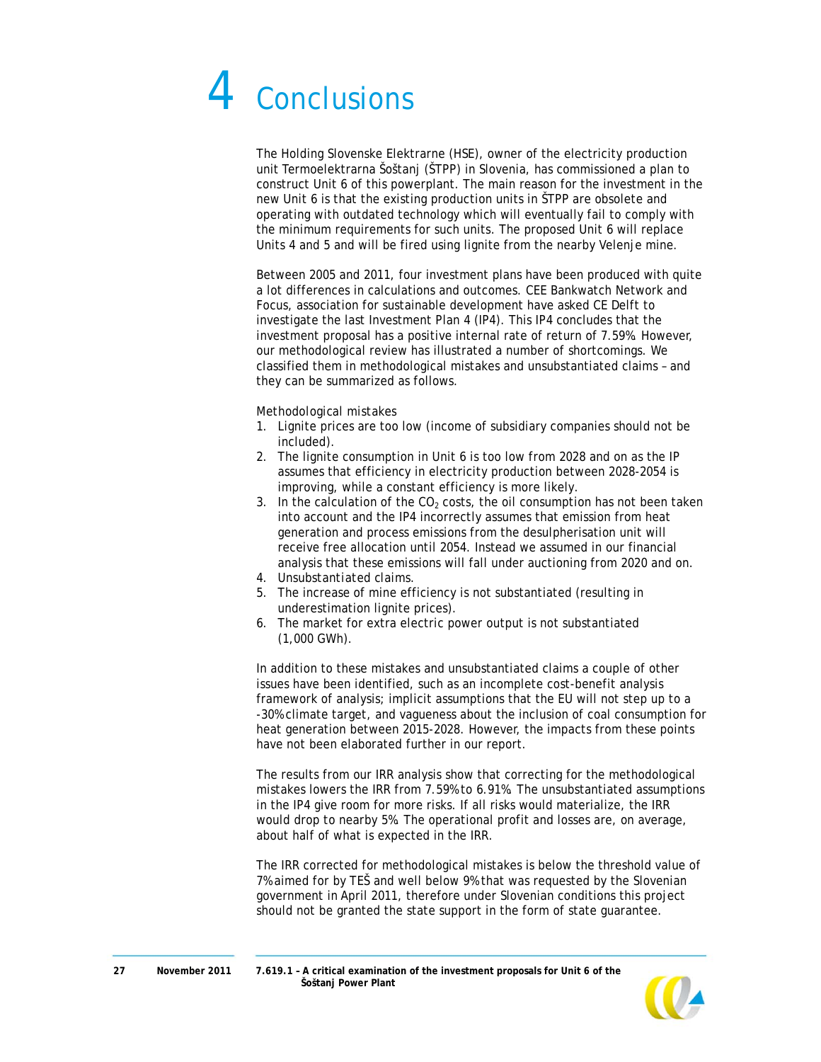# 4 Conclusions

The Holding Slovenske Elektrarne (HSE), owner of the electricity production unit Termoelektrarna Šoštanj (ŠTPP) in Slovenia, has commissioned a plan to construct Unit 6 of this powerplant. The main reason for the investment in the new Unit 6 is that the existing production units in ŠTPP are obsolete and operating with outdated technology which will eventually fail to comply with the minimum requirements for such units. The proposed Unit 6 will replace Units 4 and 5 and will be fired using lignite from the nearby Velenje mine.

Between 2005 and 2011, four investment plans have been produced with quite a lot differences in calculations and outcomes. CEE Bankwatch Network and Focus, association for sustainable development have asked CE Delft to investigate the last Investment Plan 4 (IP4). This IP4 concludes that the investment proposal has a positive internal rate of return of 7.59%. However, our methodological review has illustrated a number of shortcomings. We classified them in methodological mistakes and unsubstantiated claims – and they can be summarized as follows.

*Methodological mistakes*

1. Lignite prices are too low (income of subsidiary companies should not be included).
2. The lignite consumption in Unit 6 is too low from 2028 and on as the IP assumes that efficiency in electricity production between 2028-2054 is improving, while a constant efficiency is more likely.
3. In the calculation of the $CO_2$ costs, the oil consumption has not been taken into account and the IP4 incorrectly assumes that emission from heat generation and process emissions from the desulpherisation unit will receive free allocation until 2054. Instead we assumed in our financial analysis that these emissions will fall under auctioning from 2020 and on.
4. *Unsubstantiated claims.*
5. The increase of mine efficiency is not substantiated (resulting in underestimation lignite prices).
6. The market for extra electric power output is not substantiated (1,000 GWh).

In addition to these mistakes and unsubstantiated claims a couple of other issues have been identified, such as an incomplete cost-benefit analysis framework of analysis; implicit assumptions that the EU will not step up to a -30% climate target, and vagueness about the inclusion of coal consumption for heat generation between 2015-2028. However, the impacts from these points have not been elaborated further in our report.

The results from our IRR analysis show that correcting for the methodological mistakes lowers the IRR from 7.59% to 6.91%. The unsubstantiated assumptions in the IP4 give room for more risks. If all risks would materialize, the IRR would drop to nearby 5%. The operational profit and losses are, on average, about half of what is expected in the IRR.

The IRR corrected for methodological mistakes is below the threshold value of 7% aimed for by TEŠ and well below 9% that was requested by the Slovenian government in April 2011, therefore under Slovenian conditions this project should not be granted the state support in the form of state guarantee.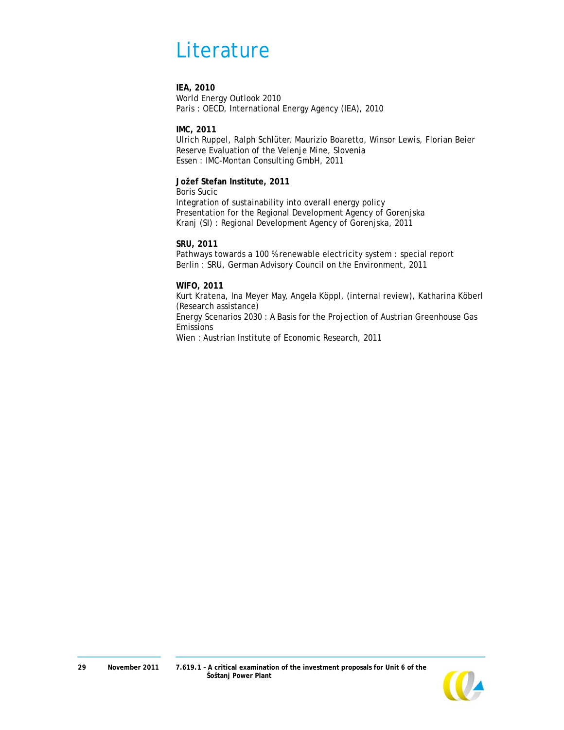# Literature

**IEA, 2010**
World Energy Outlook 2010
Paris : OECD, International Energy Agency (IEA), 2010

**IMC, 2011**
Ulrich Ruppel, Ralph Schlüter, Maurizio Boaretto, Winsor Lewis, Florian Beier
Reserve Evaluation of the Velenje Mine, Slovenia
Essen : IMC-Montan Consulting GmbH, 2011

**Jožef Stefan Institute, 2011**
Boris Sucic
Integration of sustainability into overall energy policy
Presentation for the Regional Development Agency of Gorenjska
Kranj (SI) : Regional Development Agency of Gorenjska, 2011

**SRU, 2011**
Pathways towards a 100 % renewable electricity system : special report
Berlin : SRU, German Advisory Council on the Environment, 2011

**WIFO, 2011**
Kurt Kratena, Ina Meyer May, Angela Köppl, (internal review), Katharina Köberl (Research assistance)
Energy Scenarios 2030 : A Basis for the Projection of Austrian Greenhouse Gas Emissions
Wien : Austrian Institute of Economic Research, 2011